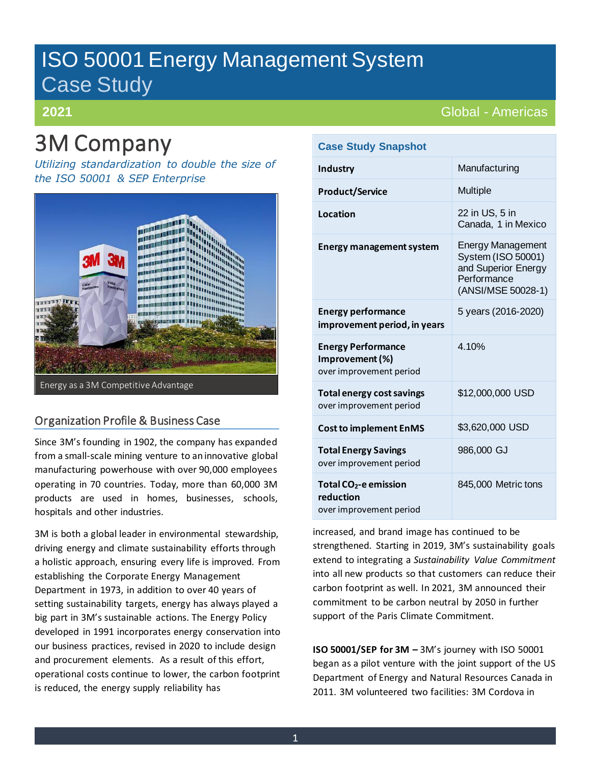# ISO 50001 Energy Management System Case Study

**2021** Global - Americas

# 3M Company

*Utilizing standardization to double the size of the ISO 50001 & SEP Enterprise*

Energy as a 3M Competitive Advantage

| Case Study Snapshot | |
|---|---|
| **Industry** | Manufacturing |
| **Product/Service** | Multiple |
| **Location** | 22 in US, 5 in Canada, 1 in Mexico |
| **Energy management system** | Energy Management System (ISO 50001) and Superior Energy Performance (ANSI/MSE 50028-1) |
| **Energy performance improvement period, in years** | 5 years (2016-2020) |
| **Energy Performance Improvement (%)** over improvement period | 4.10% |
| **Total energy cost savings** over improvement period | $12,000,000 USD |
| **Cost to implement EnMS** | $3,620,000 USD |
| **Total Energy Savings** over improvement period | 986,000 GJ |
| **Total $CO_2$-e emission reduction** over improvement period | 845,000 Metric tons |

## Organization Profile & Business Case

Since 3M's founding in 1902, the company has expanded from a small-scale mining venture to an innovative global manufacturing powerhouse with over 90,000 employees operating in 70 countries. Today, more than 60,000 3M products are used in homes, businesses, schools, hospitals and other industries.

3M is both a global leader in environmental stewardship, driving energy and climate sustainability efforts through a holistic approach, ensuring every life is improved. From establishing the Corporate Energy Management Department in 1973, in addition to over 40 years of setting sustainability targets, energy has always played a big part in 3M's sustainable actions. The Energy Policy developed in 1991 incorporates energy conservation into our business practices, revised in 2020 to include design and procurement elements. As a result of this effort, operational costs continue to lower, the carbon footprint is reduced, the energy supply reliability has increased, and brand image has continued to be strengthened. Starting in 2019, 3M's sustainability goals extend to integrating a *Sustainability Value Commitment* into all new products so that customers can reduce their carbon footprint as well. In 2021, 3M announced their commitment to be carbon neutral by 2050 in further support of the Paris Climate Commitment.

**ISO 50001/SEP for 3M –** 3M's journey with ISO 50001 began as a pilot venture with the joint support of the US Department of Energy and Natural Resources Canada in 2011. 3M volunteered two facilities: 3M Cordova in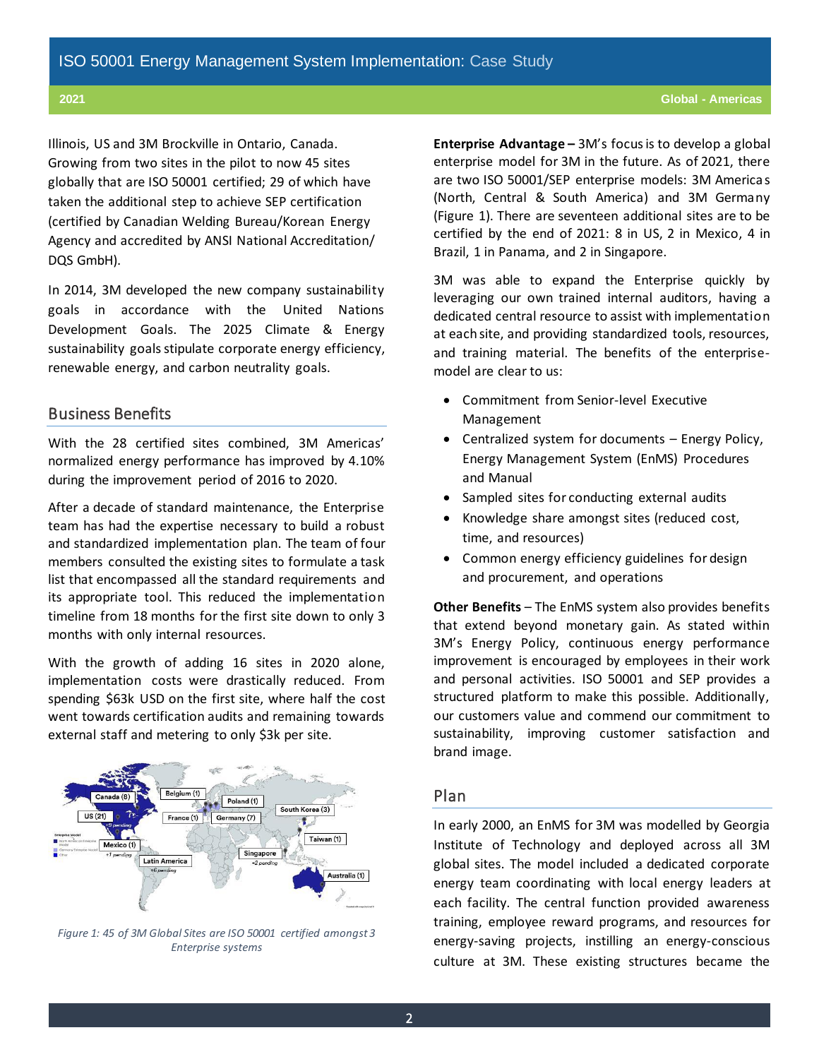Illinois, US and 3M Brockville in Ontario, Canada. Growing from two sites in the pilot to now 45 sites globally that are ISO 50001 certified; 29 of which have taken the additional step to achieve SEP certification (certified by Canadian Welding Bureau/Korean Energy Agency and accredited by ANSI National Accreditation/ DQS GmbH).

In 2014, 3M developed the new company sustainability goals in accordance with the United Nations Development Goals. The 2025 Climate & Energy sustainability goals stipulate corporate energy efficiency, renewable energy, and carbon neutrality goals.

## Business Benefits

With the 28 certified sites combined, 3M Americas' normalized energy performance has improved by 4.10% during the improvement period of 2016 to 2020.

After a decade of standard maintenance, the Enterprise team has had the expertise necessary to build a robust and standardized implementation plan. The team of four members consulted the existing sites to formulate a task list that encompassed all the standard requirements and its appropriate tool. This reduced the implementation timeline from 18 months for the first site down to only 3 months with only internal resources.

With the growth of adding 16 sites in 2020 alone, implementation costs were drastically reduced. From spending $63k USD on the first site, where half the cost went towards certification audits and remaining towards external staff and metering to only $3k per site.

*Figure 1: 45 of 3M Global Sites are ISO 50001 certified amongst 3 Enterprise systems*

**Enterprise Advantage –** 3M's focus is to develop a global enterprise model for 3M in the future. As of 2021, there are two ISO 50001/SEP enterprise models: 3M Americas (North, Central & South America) and 3M Germany (Figure 1). There are seventeen additional sites are to be certified by the end of 2021: 8 in US, 2 in Mexico, 4 in Brazil, 1 in Panama, and 2 in Singapore.

3M was able to expand the Enterprise quickly by leveraging our own trained internal auditors, having a dedicated central resource to assist with implementation at each site, and providing standardized tools, resources, and training material. The benefits of the enterprise-model are clear to us:

- Commitment from Senior-level Executive Management
- Centralized system for documents – Energy Policy, Energy Management System (EnMS) Procedures and Manual
- Sampled sites for conducting external audits
- Knowledge share amongst sites (reduced cost, time, and resources)
- Common energy efficiency guidelines for design and procurement, and operations

**Other Benefits** – The EnMS system also provides benefits that extend beyond monetary gain. As stated within 3M's Energy Policy, continuous energy performance improvement is encouraged by employees in their work and personal activities. ISO 50001 and SEP provides a structured platform to make this possible. Additionally, our customers value and commend our commitment to sustainability, improving customer satisfaction and brand image.

## Plan

In early 2000, an EnMS for 3M was modelled by Georgia Institute of Technology and deployed across all 3M global sites. The model included a dedicated corporate energy team coordinating with local energy leaders at each facility. The central function provided awareness training, employee reward programs, and resources for energy-saving projects, instilling an energy-conscious culture at 3M. These existing structures became the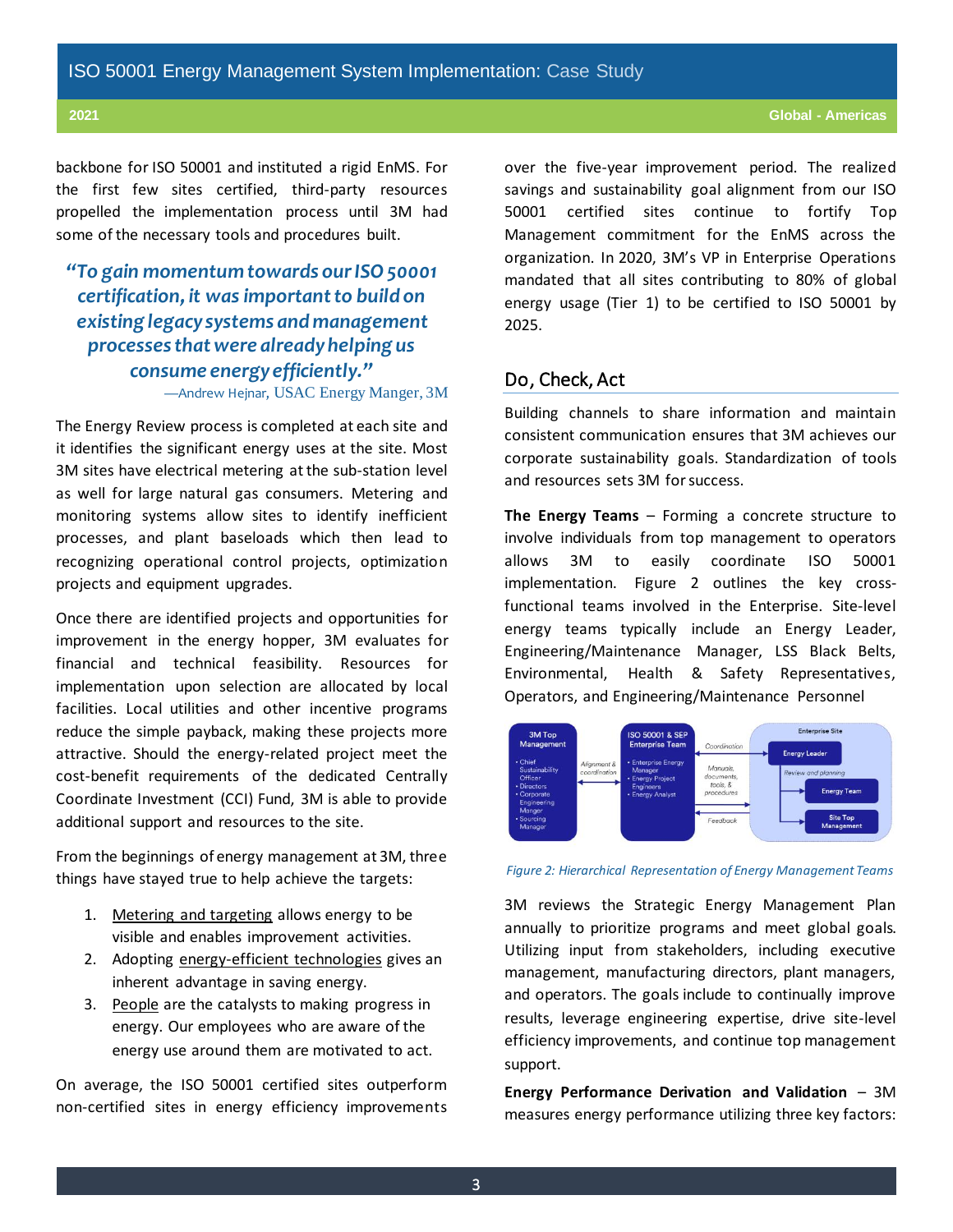backbone for ISO 50001 and instituted a rigid EnMS. For the first few sites certified, third-party resources propelled the implementation process until 3M had some of the necessary tools and procedures built.

> ***"To gain momentum towards our ISO 50001 certification, it was important to build on existing legacy systems and management processes that were already helping us consume energy efficiently."***
>
> —Andrew Hejnar, USAC Energy Manger, 3M

The Energy Review process is completed at each site and it identifies the significant energy uses at the site. Most 3M sites have electrical metering at the sub-station level as well for large natural gas consumers. Metering and monitoring systems allow sites to identify inefficient processes, and plant baseloads which then lead to recognizing operational control projects, optimization projects and equipment upgrades.

Once there are identified projects and opportunities for improvement in the energy hopper, 3M evaluates for financial and technical feasibility. Resources for implementation upon selection are allocated by local facilities. Local utilities and other incentive programs reduce the simple payback, making these projects more attractive. Should the energy-related project meet the cost-benefit requirements of the dedicated Centrally Coordinate Investment (CCI) Fund, 3M is able to provide additional support and resources to the site.

From the beginnings of energy management at 3M, three things have stayed true to help achieve the targets:

1. Metering and targeting allows energy to be visible and enables improvement activities.
2. Adopting energy-efficient technologies gives an inherent advantage in saving energy.
3. People are the catalysts to making progress in energy. Our employees who are aware of the energy use around them are motivated to act.

On average, the ISO 50001 certified sites outperform non-certified sites in energy efficiency improvements over the five-year improvement period. The realized savings and sustainability goal alignment from our ISO 50001 certified sites continue to fortify Top Management commitment for the EnMS across the organization. In 2020, 3M's VP in Enterprise Operations mandated that all sites contributing to 80% of global energy usage (Tier 1) to be certified to ISO 50001 by 2025.

## Do, Check, Act

Building channels to share information and maintain consistent communication ensures that 3M achieves our corporate sustainability goals. Standardization of tools and resources sets 3M for success.

**The Energy Teams** – Forming a concrete structure to involve individuals from top management to operators allows 3M to easily coordinate ISO 50001 implementation. Figure 2 outlines the key cross-functional teams involved in the Enterprise. Site-level energy teams typically include an Energy Leader, Engineering/Maintenance Manager, LSS Black Belts, Environmental, Health & Safety Representatives, Operators, and Engineering/Maintenance Personnel

*Figure 2: Hierarchical Representation of Energy Management Teams*

3M reviews the Strategic Energy Management Plan annually to prioritize programs and meet global goals. Utilizing input from stakeholders, including executive management, manufacturing directors, plant managers, and operators. The goals include to continually improve results, leverage engineering expertise, drive site-level efficiency improvements, and continue top management support.

**Energy Performance Derivation and Validation** – 3M measures energy performance utilizing three key factors: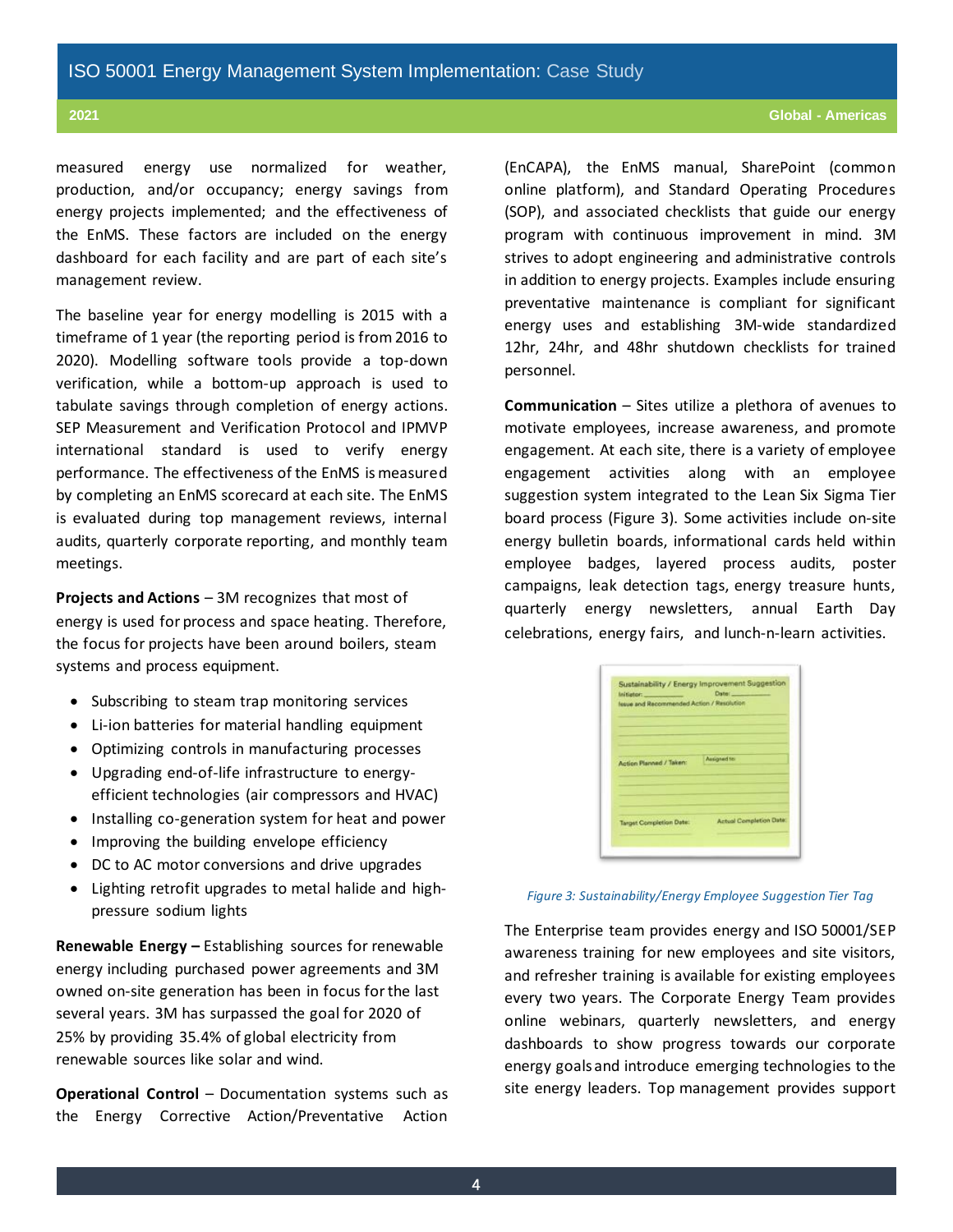measured energy use normalized for weather, production, and/or occupancy; energy savings from energy projects implemented; and the effectiveness of the EnMS. These factors are included on the energy dashboard for each facility and are part of each site's management review.

The baseline year for energy modelling is 2015 with a timeframe of 1 year (the reporting period is from 2016 to 2020). Modelling software tools provide a top-down verification, while a bottom-up approach is used to tabulate savings through completion of energy actions. SEP Measurement and Verification Protocol and IPMVP international standard is used to verify energy performance. The effectiveness of the EnMS is measured by completing an EnMS scorecard at each site. The EnMS is evaluated during top management reviews, internal audits, quarterly corporate reporting, and monthly team meetings.

**Projects and Actions** – 3M recognizes that most of energy is used for process and space heating. Therefore, the focus for projects have been around boilers, steam systems and process equipment.

- Subscribing to steam trap monitoring services
- Li-ion batteries for material handling equipment
- Optimizing controls in manufacturing processes
- Upgrading end-of-life infrastructure to energy-efficient technologies (air compressors and HVAC)
- Installing co-generation system for heat and power
- Improving the building envelope efficiency
- DC to AC motor conversions and drive upgrades
- Lighting retrofit upgrades to metal halide and high-pressure sodium lights

**Renewable Energy –** Establishing sources for renewable energy including purchased power agreements and 3M owned on-site generation has been in focus for the last several years. 3M has surpassed the goal for 2020 of 25% by providing 35.4% of global electricity from renewable sources like solar and wind.

**Operational Control** – Documentation systems such as the Energy Corrective Action/Preventative Action (EnCAPA), the EnMS manual, SharePoint (common online platform), and Standard Operating Procedures (SOP), and associated checklists that guide our energy program with continuous improvement in mind. 3M strives to adopt engineering and administrative controls in addition to energy projects. Examples include ensuring preventative maintenance is compliant for significant energy uses and establishing 3M-wide standardized 12hr, 24hr, and 48hr shutdown checklists for trained personnel.

**Communication** – Sites utilize a plethora of avenues to motivate employees, increase awareness, and promote engagement. At each site, there is a variety of employee engagement activities along with an employee suggestion system integrated to the Lean Six Sigma Tier board process (Figure 3). Some activities include on-site energy bulletin boards, informational cards held within employee badges, layered process audits, poster campaigns, leak detection tags, energy treasure hunts, quarterly energy newsletters, annual Earth Day celebrations, energy fairs, and lunch-n-learn activities.

*Figure 3: Sustainability/Energy Employee Suggestion Tier Tag*

The Enterprise team provides energy and ISO 50001/SEP awareness training for new employees and site visitors, and refresher training is available for existing employees every two years. The Corporate Energy Team provides online webinars, quarterly newsletters, and energy dashboards to show progress towards our corporate energy goals and introduce emerging technologies to the site energy leaders. Top management provides support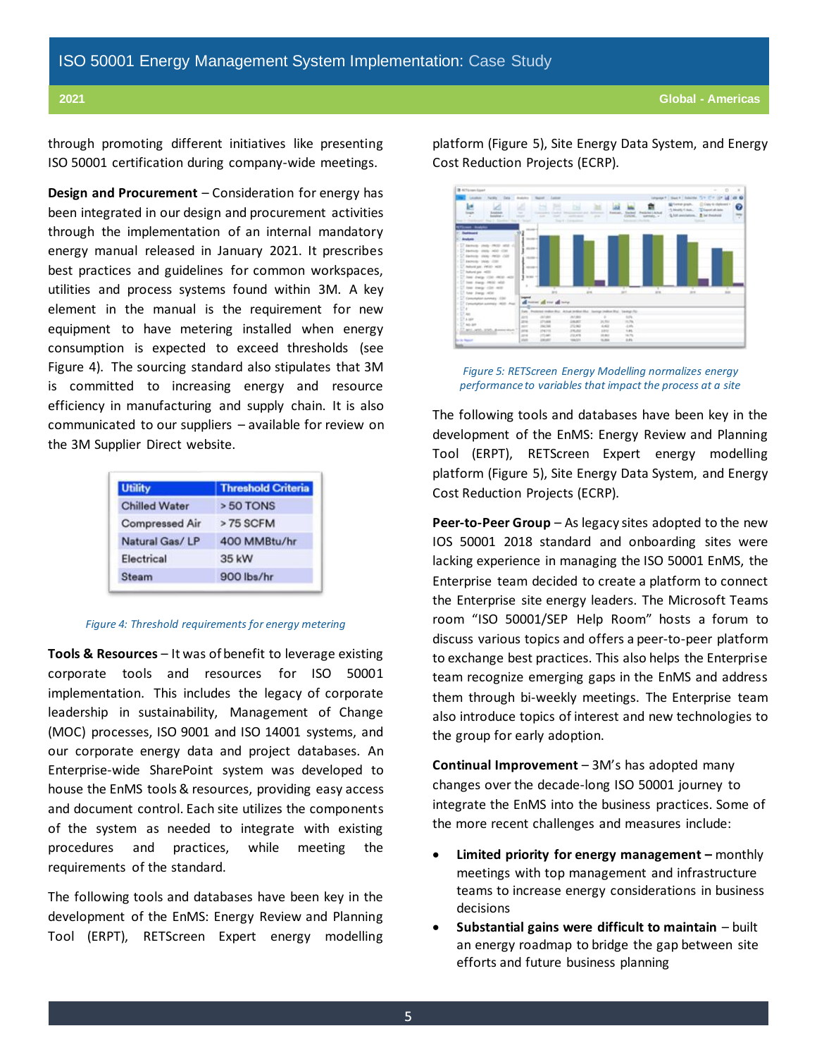through promoting different initiatives like presenting ISO 50001 certification during company-wide meetings.

**Design and Procurement** – Consideration for energy has been integrated in our design and procurement activities through the implementation of an internal mandatory energy manual released in January 2021. It prescribes best practices and guidelines for common workspaces, utilities and process systems found within 3M. A key element in the manual is the requirement for new equipment to have metering installed when energy consumption is expected to exceed thresholds (see Figure 4). The sourcing standard also stipulates that 3M is committed to increasing energy and resource efficiency in manufacturing and supply chain. It is also communicated to our suppliers – available for review on the 3M Supplier Direct website.

| Utility | Threshold Criteria |
| --- | --- |
| Chilled Water | > 50 TONS |
| Compressed Air | > 75 SCFM |
| Natural Gas/ LP | 400 MMBtu/hr |
| Electrical | 35 kW |
| Steam | 900 lbs/hr |

*Figure 4: Threshold requirements for energy metering*

**Tools & Resources** – It was of benefit to leverage existing corporate tools and resources for ISO 50001 implementation. This includes the legacy of corporate leadership in sustainability, Management of Change (MOC) processes, ISO 9001 and ISO 14001 systems, and our corporate energy data and project databases. An Enterprise-wide SharePoint system was developed to house the EnMS tools & resources, providing easy access and document control. Each site utilizes the components of the system as needed to integrate with existing procedures and practices, while meeting the requirements of the standard.

The following tools and databases have been key in the development of the EnMS: Energy Review and Planning Tool (ERPT), RETScreen Expert energy modelling platform (Figure 5), Site Energy Data System, and Energy Cost Reduction Projects (ECRP).

*Figure 5: RETScreen Energy Modelling normalizes energy performance to variables that impact the process at a site*

The following tools and databases have been key in the development of the EnMS: Energy Review and Planning Tool (ERPT), RETScreen Expert energy modelling platform (Figure 5), Site Energy Data System, and Energy Cost Reduction Projects (ECRP).

**Peer-to-Peer Group** – As legacy sites adopted to the new IOS 50001 2018 standard and onboarding sites were lacking experience in managing the ISO 50001 EnMS, the Enterprise team decided to create a platform to connect the Enterprise site energy leaders. The Microsoft Teams room "ISO 50001/SEP Help Room" hosts a forum to discuss various topics and offers a peer-to-peer platform to exchange best practices. This also helps the Enterprise team recognize emerging gaps in the EnMS and address them through bi-weekly meetings. The Enterprise team also introduce topics of interest and new technologies to the group for early adoption.

**Continual Improvement** – 3M's has adopted many changes over the decade-long ISO 50001 journey to integrate the EnMS into the business practices. Some of the more recent challenges and measures include:

- **Limited priority for energy management –** monthly meetings with top management and infrastructure teams to increase energy considerations in business decisions
- **Substantial gains were difficult to maintain** – built an energy roadmap to bridge the gap between site efforts and future business planning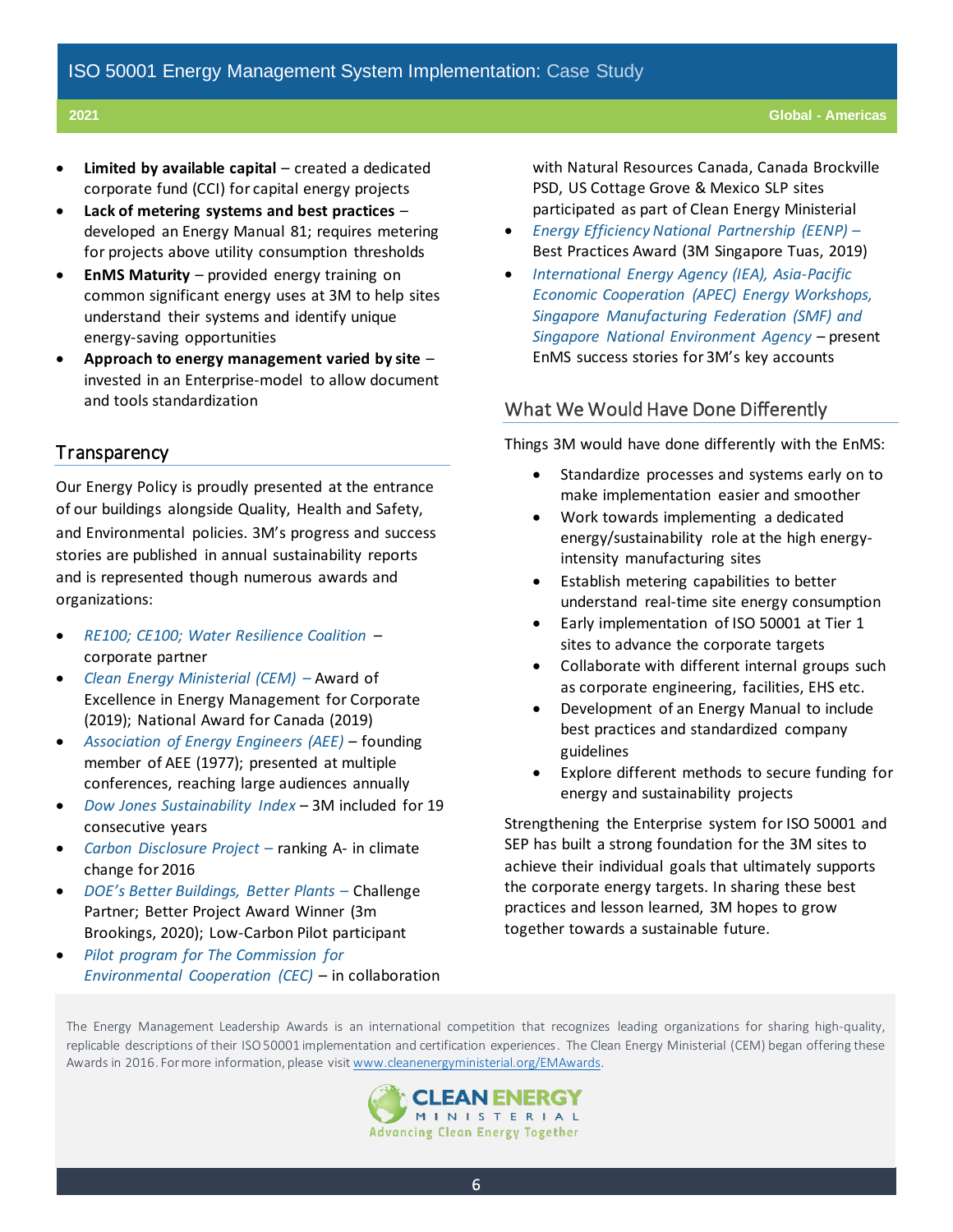- **Limited by available capital** – created a dedicated corporate fund (CCI) for capital energy projects
- **Lack of metering systems and best practices** – developed an Energy Manual 81; requires metering for projects above utility consumption thresholds
- **EnMS Maturity** – provided energy training on common significant energy uses at 3M to help sites understand their systems and identify unique energy-saving opportunities
- **Approach to energy management varied by site** – invested in an Enterprise-model to allow document and tools standardization

## Transparency

Our Energy Policy is proudly presented at the entrance of our buildings alongside Quality, Health and Safety, and Environmental policies. 3M's progress and success stories are published in annual sustainability reports and is represented though numerous awards and organizations:

- *RE100; CE100; Water Resilience Coalition* – corporate partner
- *Clean Energy Ministerial (CEM) –* Award of Excellence in Energy Management for Corporate (2019); National Award for Canada (2019)
- *Association of Energy Engineers (AEE)* – founding member of AEE (1977); presented at multiple conferences, reaching large audiences annually
- *Dow Jones Sustainability Index* – 3M included for 19 consecutive years
- *Carbon Disclosure Project –* ranking A- in climate change for 2016
- *DOE's Better Buildings, Better Plants –* Challenge Partner; Better Project Award Winner (3m Brookings, 2020); Low-Carbon Pilot participant
- *Pilot program for The Commission for Environmental Cooperation (CEC)* – in collaboration with Natural Resources Canada, Canada Brockville PSD, US Cottage Grove & Mexico SLP sites participated as part of Clean Energy Ministerial
- *Energy Efficiency National Partnership (EENP) –* Best Practices Award (3M Singapore Tuas, 2019)
- *International Energy Agency (IEA), Asia-Pacific Economic Cooperation (APEC) Energy Workshops, Singapore Manufacturing Federation (SMF) and Singapore National Environment Agency* – present EnMS success stories for 3M's key accounts

## What We Would Have Done Differently

Things 3M would have done differently with the EnMS:

- Standardize processes and systems early on to make implementation easier and smoother
- Work towards implementing a dedicated energy/sustainability role at the high energy-intensity manufacturing sites
- Establish metering capabilities to better understand real-time site energy consumption
- Early implementation of ISO 50001 at Tier 1 sites to advance the corporate targets
- Collaborate with different internal groups such as corporate engineering, facilities, EHS etc.
- Development of an Energy Manual to include best practices and standardized company guidelines
- Explore different methods to secure funding for energy and sustainability projects

Strengthening the Enterprise system for ISO 50001 and SEP has built a strong foundation for the 3M sites to achieve their individual goals that ultimately supports the corporate energy targets. In sharing these best practices and lesson learned, 3M hopes to grow together towards a sustainable future.

The Energy Management Leadership Awards is an international competition that recognizes leading organizations for sharing high-quality, replicable descriptions of their ISO 50001 implementation and certification experiences. The Clean Energy Ministerial (CEM) began offering these Awards in 2016. For more information, please visit www.cleanenergyministerial.org/EMAwards.

CLEAN ENERGY MINISTERIAL
Advancing Clean Energy Together